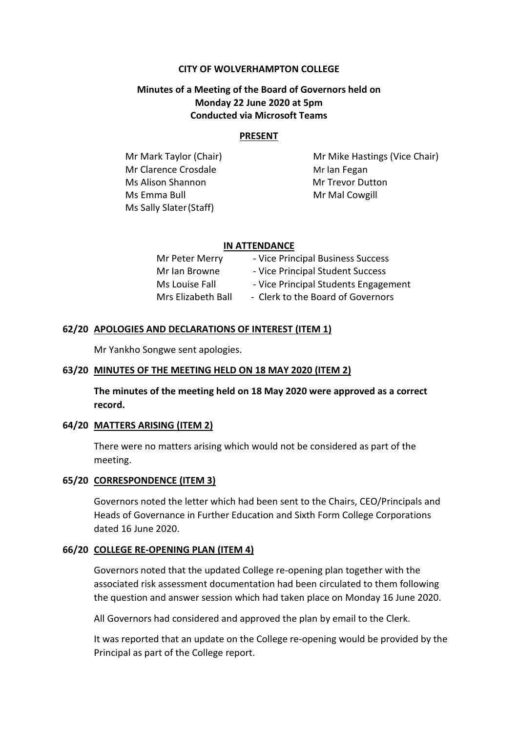# CITY OF WOLVERHAMPTON COLLEGE

## Minutes of a Meeting of the Board of Governors held on Monday 22 June 2020 at 5pm Conducted via Microsoft Teams

**PRESENT**

Mr Mark Taylor (Chair)
Mr Mike Hastings (Vice Chair)
Mr Clarence Crosdale
Mr Ian Fegan
Ms Alison Shannon
Mr Trevor Dutton
Ms Emma Bull
Mr Mal Cowgill
Ms Sally Slater (Staff)

**IN ATTENDANCE**

Mr Peter Merry - Vice Principal Business Success
Mr Ian Browne - Vice Principal Student Success
Ms Louise Fall - Vice Principal Students Engagement
Mrs Elizabeth Ball - Clerk to the Board of Governors

**62/20 APOLOGIES AND DECLARATIONS OF INTEREST (ITEM 1)**

Mr Yankho Songwe sent apologies.

**63/20 MINUTES OF THE MEETING HELD ON 18 MAY 2020 (ITEM 2)**

**The minutes of the meeting held on 18 May 2020 were approved as a correct record.**

**64/20 MATTERS ARISING (ITEM 2)**

There were no matters arising which would not be considered as part of the meeting.

**65/20 CORRESPONDENCE (ITEM 3)**

Governors noted the letter which had been sent to the Chairs, CEO/Principals and Heads of Governance in Further Education and Sixth Form College Corporations dated 16 June 2020.

**66/20 COLLEGE RE-OPENING PLAN (ITEM 4)**

Governors noted that the updated College re-opening plan together with the associated risk assessment documentation had been circulated to them following the question and answer session which had taken place on Monday 16 June 2020.

All Governors had considered and approved the plan by email to the Clerk.

It was reported that an update on the College re-opening would be provided by the Principal as part of the College report.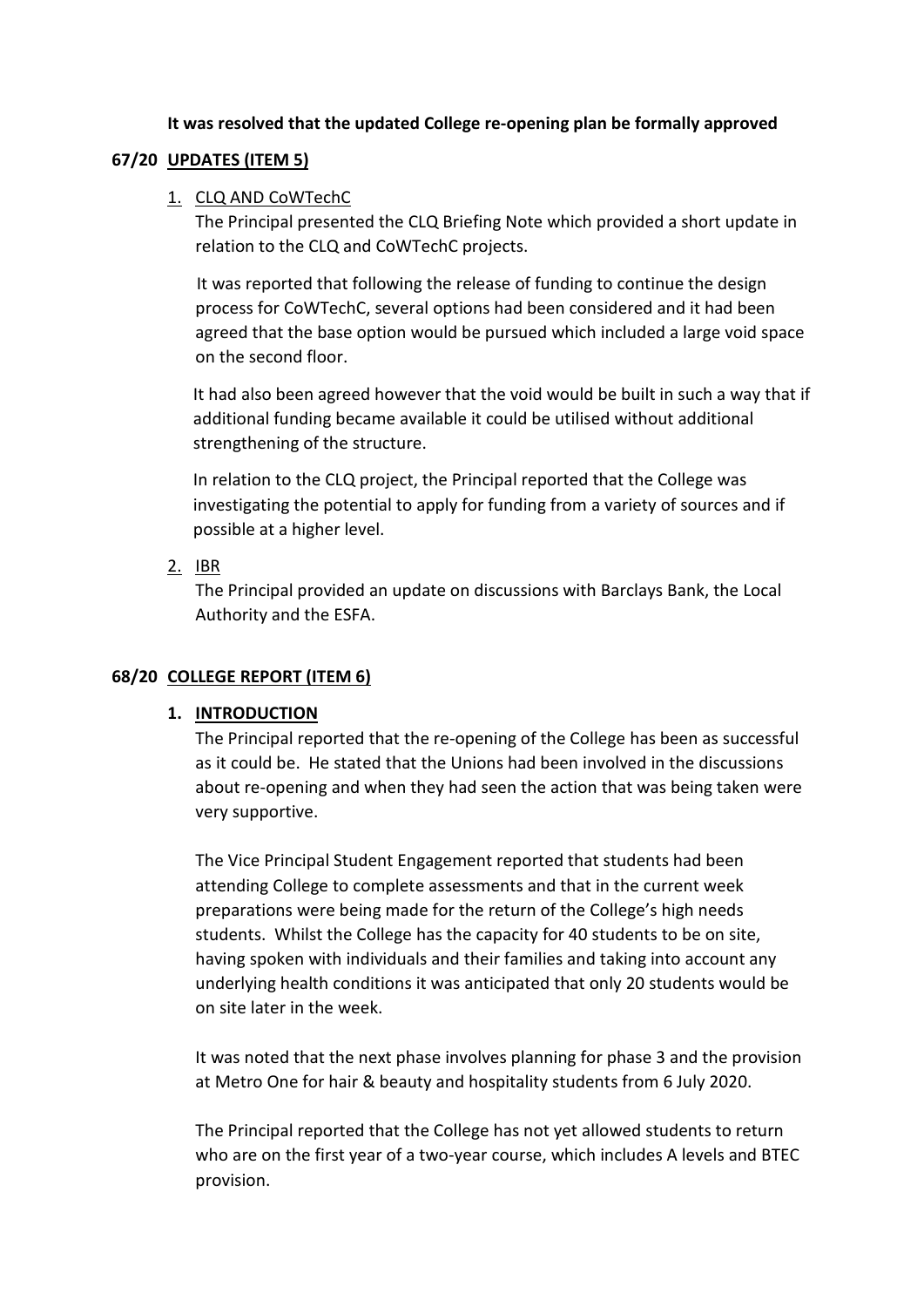**It was resolved that the updated College re-opening plan be formally approved**

**67/20 UPDATES (ITEM 5)**

1. CLQ AND CoWTechC

   The Principal presented the CLQ Briefing Note which provided a short update in relation to the CLQ and CoWTechC projects.

   It was reported that following the release of funding to continue the design process for CoWTechC, several options had been considered and it had been agreed that the base option would be pursued which included a large void space on the second floor.

   It had also been agreed however that the void would be built in such a way that if additional funding became available it could be utilised without additional strengthening of the structure.

   In relation to the CLQ project, the Principal reported that the College was investigating the potential to apply for funding from a variety of sources and if possible at a higher level.

2. IBR

   The Principal provided an update on discussions with Barclays Bank, the Local Authority and the ESFA.

**68/20 COLLEGE REPORT (ITEM 6)**

**1. INTRODUCTION**

The Principal reported that the re-opening of the College has been as successful as it could be. He stated that the Unions had been involved in the discussions about re-opening and when they had seen the action that was being taken were very supportive.

The Vice Principal Student Engagement reported that students had been attending College to complete assessments and that in the current week preparations were being made for the return of the College's high needs students. Whilst the College has the capacity for 40 students to be on site, having spoken with individuals and their families and taking into account any underlying health conditions it was anticipated that only 20 students would be on site later in the week.

It was noted that the next phase involves planning for phase 3 and the provision at Metro One for hair & beauty and hospitality students from 6 July 2020.

The Principal reported that the College has not yet allowed students to return who are on the first year of a two-year course, which includes A levels and BTEC provision.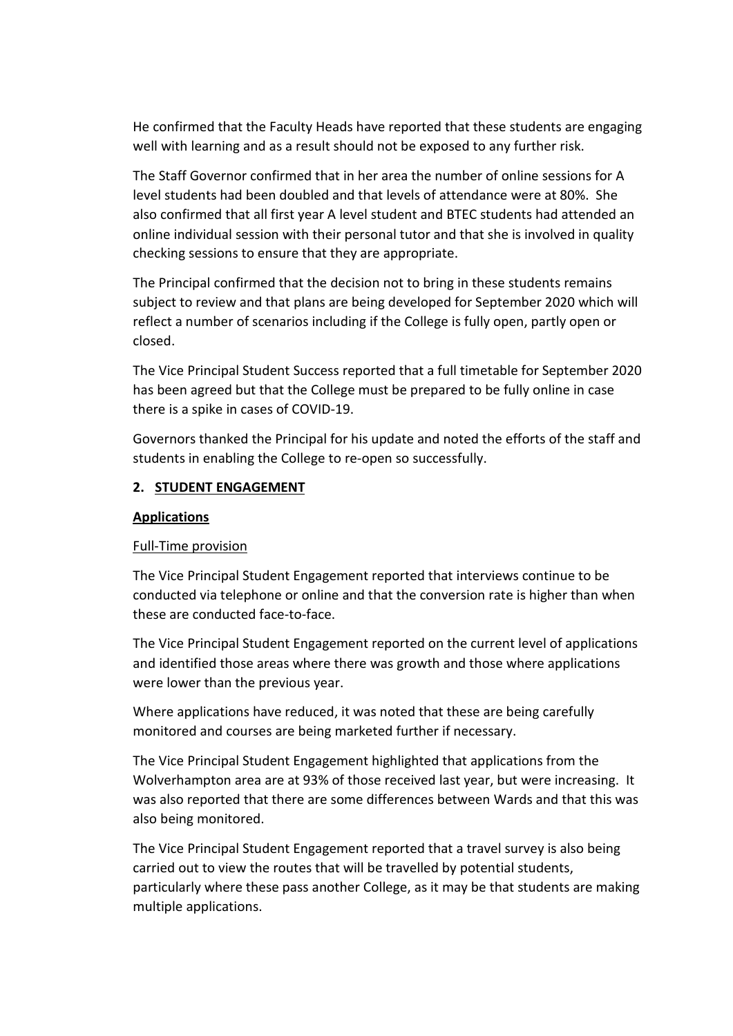He confirmed that the Faculty Heads have reported that these students are engaging well with learning and as a result should not be exposed to any further risk.

The Staff Governor confirmed that in her area the number of online sessions for A level students had been doubled and that levels of attendance were at 80%. She also confirmed that all first year A level student and BTEC students had attended an online individual session with their personal tutor and that she is involved in quality checking sessions to ensure that they are appropriate.

The Principal confirmed that the decision not to bring in these students remains subject to review and that plans are being developed for September 2020 which will reflect a number of scenarios including if the College is fully open, partly open or closed.

The Vice Principal Student Success reported that a full timetable for September 2020 has been agreed but that the College must be prepared to be fully online in case there is a spike in cases of COVID-19.

Governors thanked the Principal for his update and noted the efforts of the staff and students in enabling the College to re-open so successfully.

## 2. STUDENT ENGAGEMENT

### Applications

Full-Time provision

The Vice Principal Student Engagement reported that interviews continue to be conducted via telephone or online and that the conversion rate is higher than when these are conducted face-to-face.

The Vice Principal Student Engagement reported on the current level of applications and identified those areas where there was growth and those where applications were lower than the previous year.

Where applications have reduced, it was noted that these are being carefully monitored and courses are being marketed further if necessary.

The Vice Principal Student Engagement highlighted that applications from the Wolverhampton area are at 93% of those received last year, but were increasing. It was also reported that there are some differences between Wards and that this was also being monitored.

The Vice Principal Student Engagement reported that a travel survey is also being carried out to view the routes that will be travelled by potential students, particularly where these pass another College, as it may be that students are making multiple applications.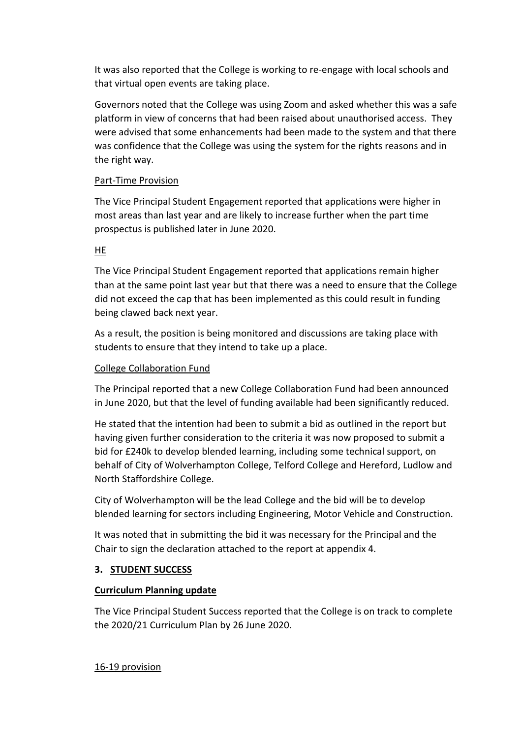It was also reported that the College is working to re-engage with local schools and that virtual open events are taking place.

Governors noted that the College was using Zoom and asked whether this was a safe platform in view of concerns that had been raised about unauthorised access. They were advised that some enhancements had been made to the system and that there was confidence that the College was using the system for the rights reasons and in the right way.

Part-Time Provision

The Vice Principal Student Engagement reported that applications were higher in most areas than last year and are likely to increase further when the part time prospectus is published later in June 2020.

HE

The Vice Principal Student Engagement reported that applications remain higher than at the same point last year but that there was a need to ensure that the College did not exceed the cap that has been implemented as this could result in funding being clawed back next year.

As a result, the position is being monitored and discussions are taking place with students to ensure that they intend to take up a place.

College Collaboration Fund

The Principal reported that a new College Collaboration Fund had been announced in June 2020, but that the level of funding available had been significantly reduced.

He stated that the intention had been to submit a bid as outlined in the report but having given further consideration to the criteria it was now proposed to submit a bid for £240k to develop blended learning, including some technical support, on behalf of City of Wolverhampton College, Telford College and Hereford, Ludlow and North Staffordshire College.

City of Wolverhampton will be the lead College and the bid will be to develop blended learning for sectors including Engineering, Motor Vehicle and Construction.

It was noted that in submitting the bid it was necessary for the Principal and the Chair to sign the declaration attached to the report at appendix 4.

## 3. STUDENT SUCCESS

**Curriculum Planning update**

The Vice Principal Student Success reported that the College is on track to complete the 2020/21 Curriculum Plan by 26 June 2020.

16-19 provision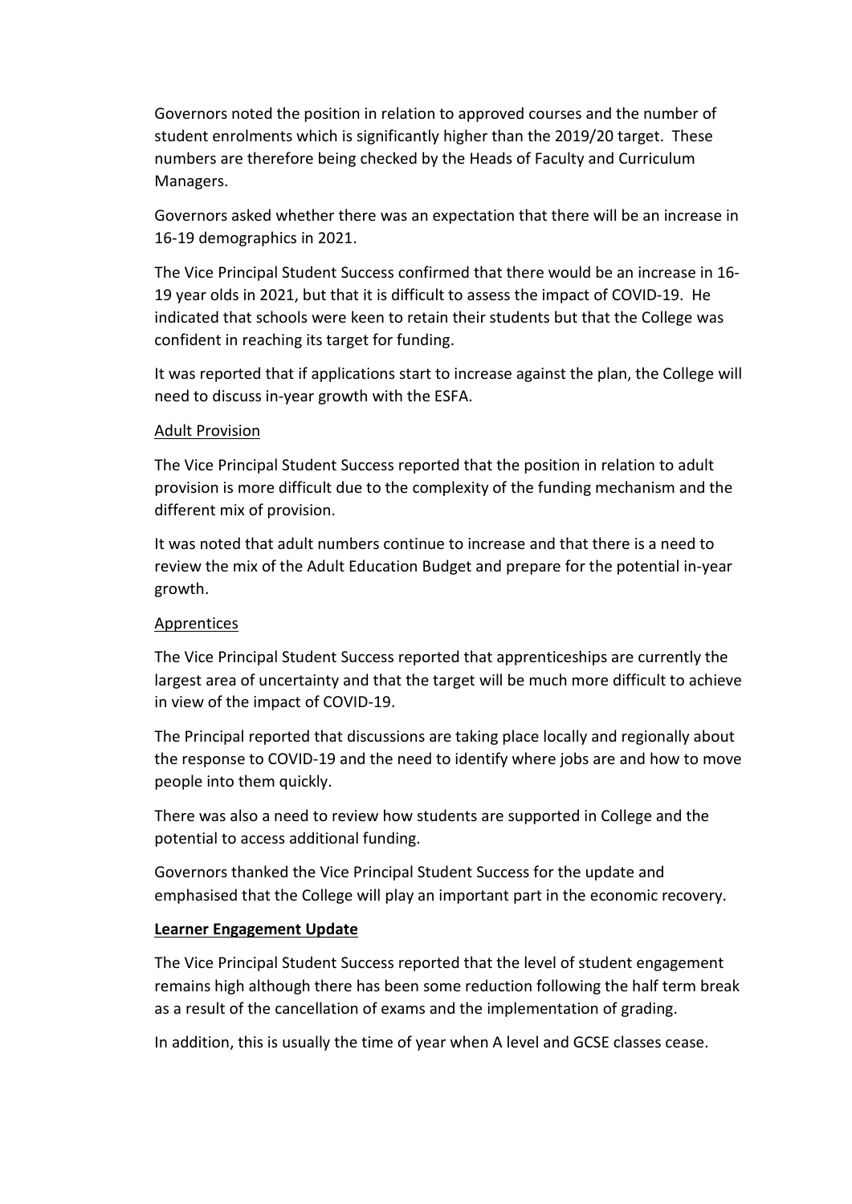Governors noted the position in relation to approved courses and the number of student enrolments which is significantly higher than the 2019/20 target. These numbers are therefore being checked by the Heads of Faculty and Curriculum Managers.

Governors asked whether there was an expectation that there will be an increase in 16-19 demographics in 2021.

The Vice Principal Student Success confirmed that there would be an increase in 16-19 year olds in 2021, but that it is difficult to assess the impact of COVID-19. He indicated that schools were keen to retain their students but that the College was confident in reaching its target for funding.

It was reported that if applications start to increase against the plan, the College will need to discuss in-year growth with the ESFA.

<u>Adult Provision</u>

The Vice Principal Student Success reported that the position in relation to adult provision is more difficult due to the complexity of the funding mechanism and the different mix of provision.

It was noted that adult numbers continue to increase and that there is a need to review the mix of the Adult Education Budget and prepare for the potential in-year growth.

<u>Apprentices</u>

The Vice Principal Student Success reported that apprenticeships are currently the largest area of uncertainty and that the target will be much more difficult to achieve in view of the impact of COVID-19.

The Principal reported that discussions are taking place locally and regionally about the response to COVID-19 and the need to identify where jobs are and how to move people into them quickly.

There was also a need to review how students are supported in College and the potential to access additional funding.

Governors thanked the Vice Principal Student Success for the update and emphasised that the College will play an important part in the economic recovery.

**<u>Learner Engagement Update</u>**

The Vice Principal Student Success reported that the level of student engagement remains high although there has been some reduction following the half term break as a result of the cancellation of exams and the implementation of grading.

In addition, this is usually the time of year when A level and GCSE classes cease.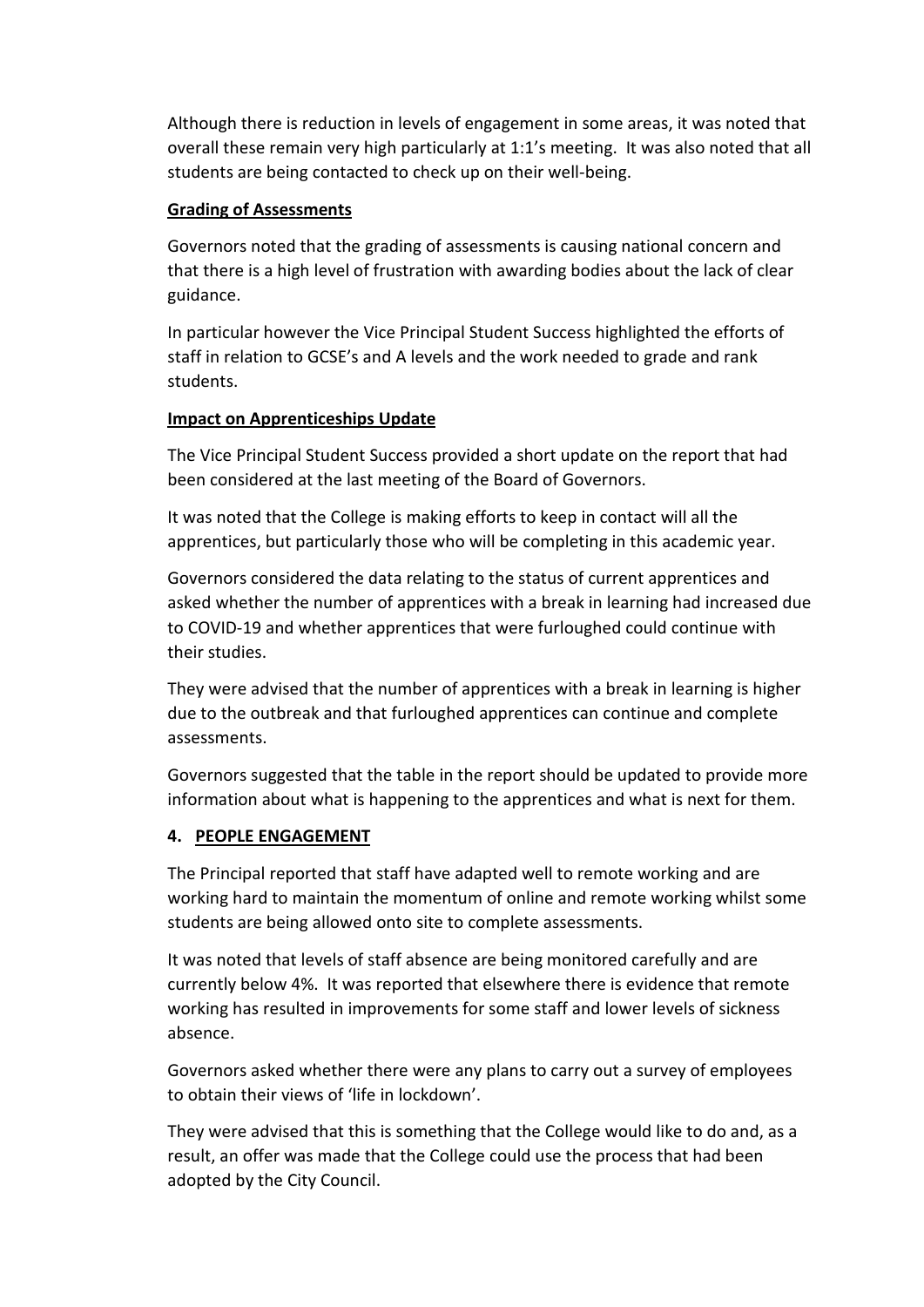Although there is reduction in levels of engagement in some areas, it was noted that overall these remain very high particularly at 1:1's meeting. It was also noted that all students are being contacted to check up on their well-being.

**Grading of Assessments**

Governors noted that the grading of assessments is causing national concern and that there is a high level of frustration with awarding bodies about the lack of clear guidance.

In particular however the Vice Principal Student Success highlighted the efforts of staff in relation to GCSE's and A levels and the work needed to grade and rank students.

**Impact on Apprenticeships Update**

The Vice Principal Student Success provided a short update on the report that had been considered at the last meeting of the Board of Governors.

It was noted that the College is making efforts to keep in contact will all the apprentices, but particularly those who will be completing in this academic year.

Governors considered the data relating to the status of current apprentices and asked whether the number of apprentices with a break in learning had increased due to COVID-19 and whether apprentices that were furloughed could continue with their studies.

They were advised that the number of apprentices with a break in learning is higher due to the outbreak and that furloughed apprentices can continue and complete assessments.

Governors suggested that the table in the report should be updated to provide more information about what is happening to the apprentices and what is next for them.

## 4. PEOPLE ENGAGEMENT

The Principal reported that staff have adapted well to remote working and are working hard to maintain the momentum of online and remote working whilst some students are being allowed onto site to complete assessments.

It was noted that levels of staff absence are being monitored carefully and are currently below 4%. It was reported that elsewhere there is evidence that remote working has resulted in improvements for some staff and lower levels of sickness absence.

Governors asked whether there were any plans to carry out a survey of employees to obtain their views of 'life in lockdown'.

They were advised that this is something that the College would like to do and, as a result, an offer was made that the College could use the process that had been adopted by the City Council.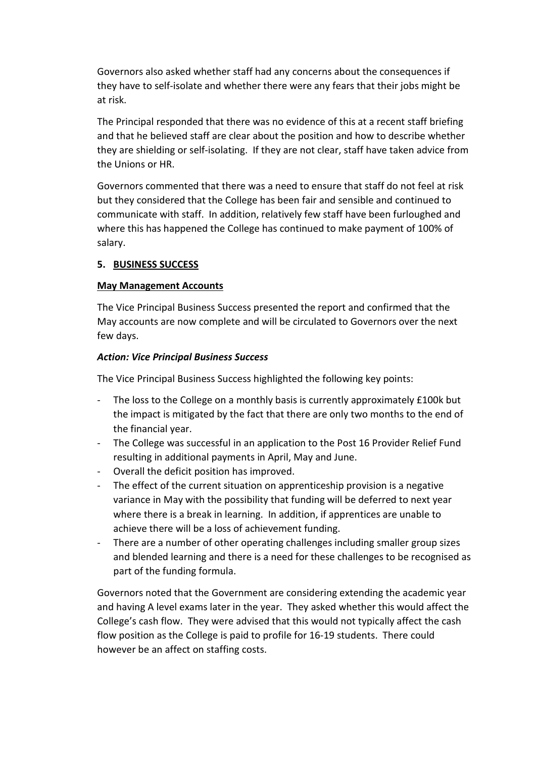Governors also asked whether staff had any concerns about the consequences if they have to self-isolate and whether there were any fears that their jobs might be at risk.

The Principal responded that there was no evidence of this at a recent staff briefing and that he believed staff are clear about the position and how to describe whether they are shielding or self-isolating. If they are not clear, staff have taken advice from the Unions or HR.

Governors commented that there was a need to ensure that staff do not feel at risk but they considered that the College has been fair and sensible and continued to communicate with staff. In addition, relatively few staff have been furloughed and where this has happened the College has continued to make payment of 100% of salary.

## 5. BUSINESS SUCCESS

### May Management Accounts

The Vice Principal Business Success presented the report and confirmed that the May accounts are now complete and will be circulated to Governors over the next few days.

***Action: Vice Principal Business Success***

The Vice Principal Business Success highlighted the following key points:

- The loss to the College on a monthly basis is currently approximately £100k but the impact is mitigated by the fact that there are only two months to the end of the financial year.
- The College was successful in an application to the Post 16 Provider Relief Fund resulting in additional payments in April, May and June.
- Overall the deficit position has improved.
- The effect of the current situation on apprenticeship provision is a negative variance in May with the possibility that funding will be deferred to next year where there is a break in learning. In addition, if apprentices are unable to achieve there will be a loss of achievement funding.
- There are a number of other operating challenges including smaller group sizes and blended learning and there is a need for these challenges to be recognised as part of the funding formula.

Governors noted that the Government are considering extending the academic year and having A level exams later in the year. They asked whether this would affect the College's cash flow. They were advised that this would not typically affect the cash flow position as the College is paid to profile for 16-19 students. There could however be an affect on staffing costs.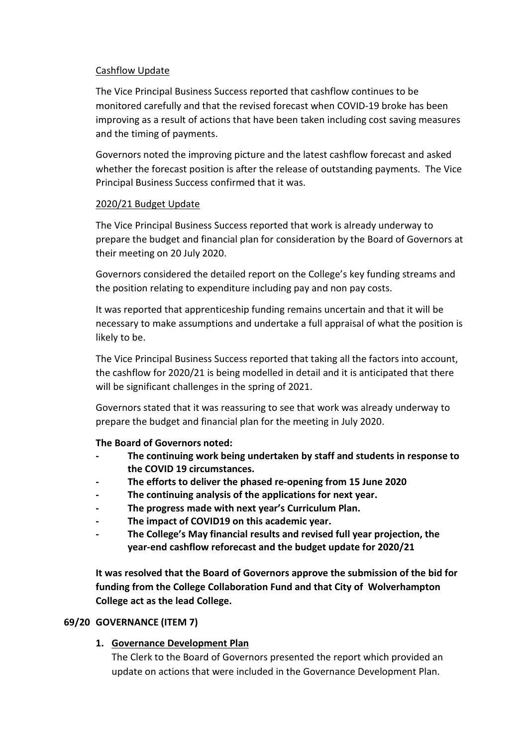Cashflow Update

The Vice Principal Business Success reported that cashflow continues to be monitored carefully and that the revised forecast when COVID-19 broke has been improving as a result of actions that have been taken including cost saving measures and the timing of payments.

Governors noted the improving picture and the latest cashflow forecast and asked whether the forecast position is after the release of outstanding payments. The Vice Principal Business Success confirmed that it was.

2020/21 Budget Update

The Vice Principal Business Success reported that work is already underway to prepare the budget and financial plan for consideration by the Board of Governors at their meeting on 20 July 2020.

Governors considered the detailed report on the College's key funding streams and the position relating to expenditure including pay and non pay costs.

It was reported that apprenticeship funding remains uncertain and that it will be necessary to make assumptions and undertake a full appraisal of what the position is likely to be.

The Vice Principal Business Success reported that taking all the factors into account, the cashflow for 2020/21 is being modelled in detail and it is anticipated that there will be significant challenges in the spring of 2021.

Governors stated that it was reassuring to see that work was already underway to prepare the budget and financial plan for the meeting in July 2020.

**The Board of Governors noted:**

- **The continuing work being undertaken by staff and students in response to the COVID 19 circumstances.**
- **The efforts to deliver the phased re-opening from 15 June 2020**
- **The continuing analysis of the applications for next year.**
- **The progress made with next year's Curriculum Plan.**
- **The impact of COVID19 on this academic year.**
- **The College's May financial results and revised full year projection, the year-end cashflow reforecast and the budget update for 2020/21**

**It was resolved that the Board of Governors approve the submission of the bid for funding from the College Collaboration Fund and that City of Wolverhampton College act as the lead College.**

## 69/20 GOVERNANCE (ITEM 7)

1. **Governance Development Plan**

   The Clerk to the Board of Governors presented the report which provided an update on actions that were included in the Governance Development Plan.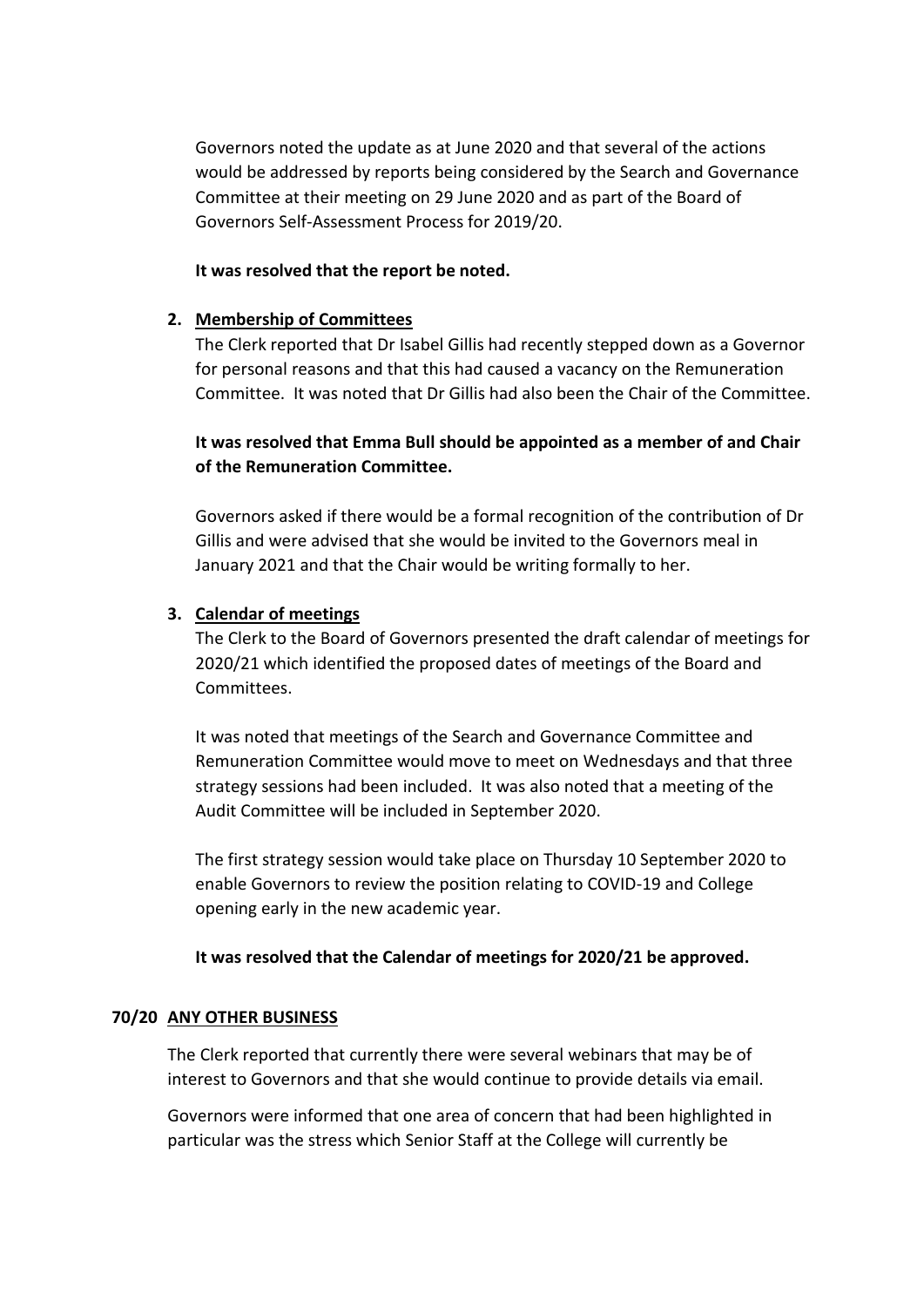Governors noted the update as at June 2020 and that several of the actions would be addressed by reports being considered by the Search and Governance Committee at their meeting on 29 June 2020 and as part of the Board of Governors Self-Assessment Process for 2019/20.

**It was resolved that the report be noted.**

2. **Membership of Committees**

   The Clerk reported that Dr Isabel Gillis had recently stepped down as a Governor for personal reasons and that this had caused a vacancy on the Remuneration Committee. It was noted that Dr Gillis had also been the Chair of the Committee.

   **It was resolved that Emma Bull should be appointed as a member of and Chair of the Remuneration Committee.**

   Governors asked if there would be a formal recognition of the contribution of Dr Gillis and were advised that she would be invited to the Governors meal in January 2021 and that the Chair would be writing formally to her.

3. **Calendar of meetings**

   The Clerk to the Board of Governors presented the draft calendar of meetings for 2020/21 which identified the proposed dates of meetings of the Board and Committees.

   It was noted that meetings of the Search and Governance Committee and Remuneration Committee would move to meet on Wednesdays and that three strategy sessions had been included. It was also noted that a meeting of the Audit Committee will be included in September 2020.

   The first strategy session would take place on Thursday 10 September 2020 to enable Governors to review the position relating to COVID-19 and College opening early in the new academic year.

   **It was resolved that the Calendar of meetings for 2020/21 be approved.**

**70/20 ANY OTHER BUSINESS**

The Clerk reported that currently there were several webinars that may be of interest to Governors and that she would continue to provide details via email.

Governors were informed that one area of concern that had been highlighted in particular was the stress which Senior Staff at the College will currently be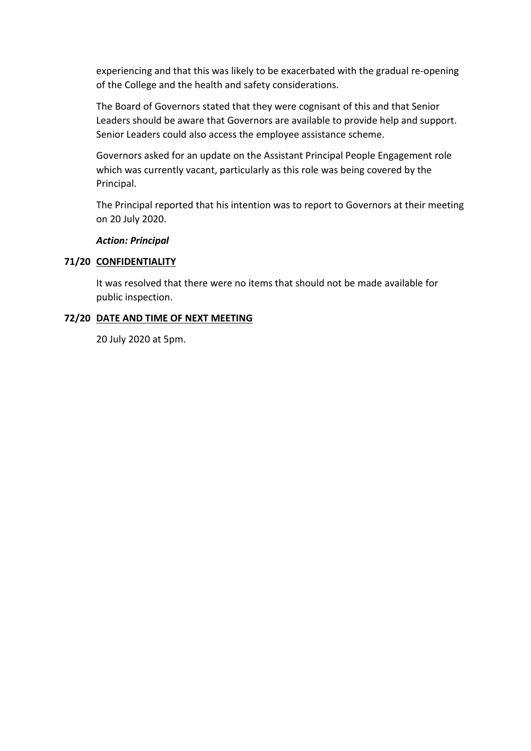experiencing and that this was likely to be exacerbated with the gradual re-opening of the College and the health and safety considerations.

The Board of Governors stated that they were cognisant of this and that Senior Leaders should be aware that Governors are available to provide help and support. Senior Leaders could also access the employee assistance scheme.

Governors asked for an update on the Assistant Principal People Engagement role which was currently vacant, particularly as this role was being covered by the Principal.

The Principal reported that his intention was to report to Governors at their meeting on 20 July 2020.

***Action: Principal***

### 71/20 CONFIDENTIALITY

It was resolved that there were no items that should not be made available for public inspection.

### 72/20 DATE AND TIME OF NEXT MEETING

20 July 2020 at 5pm.